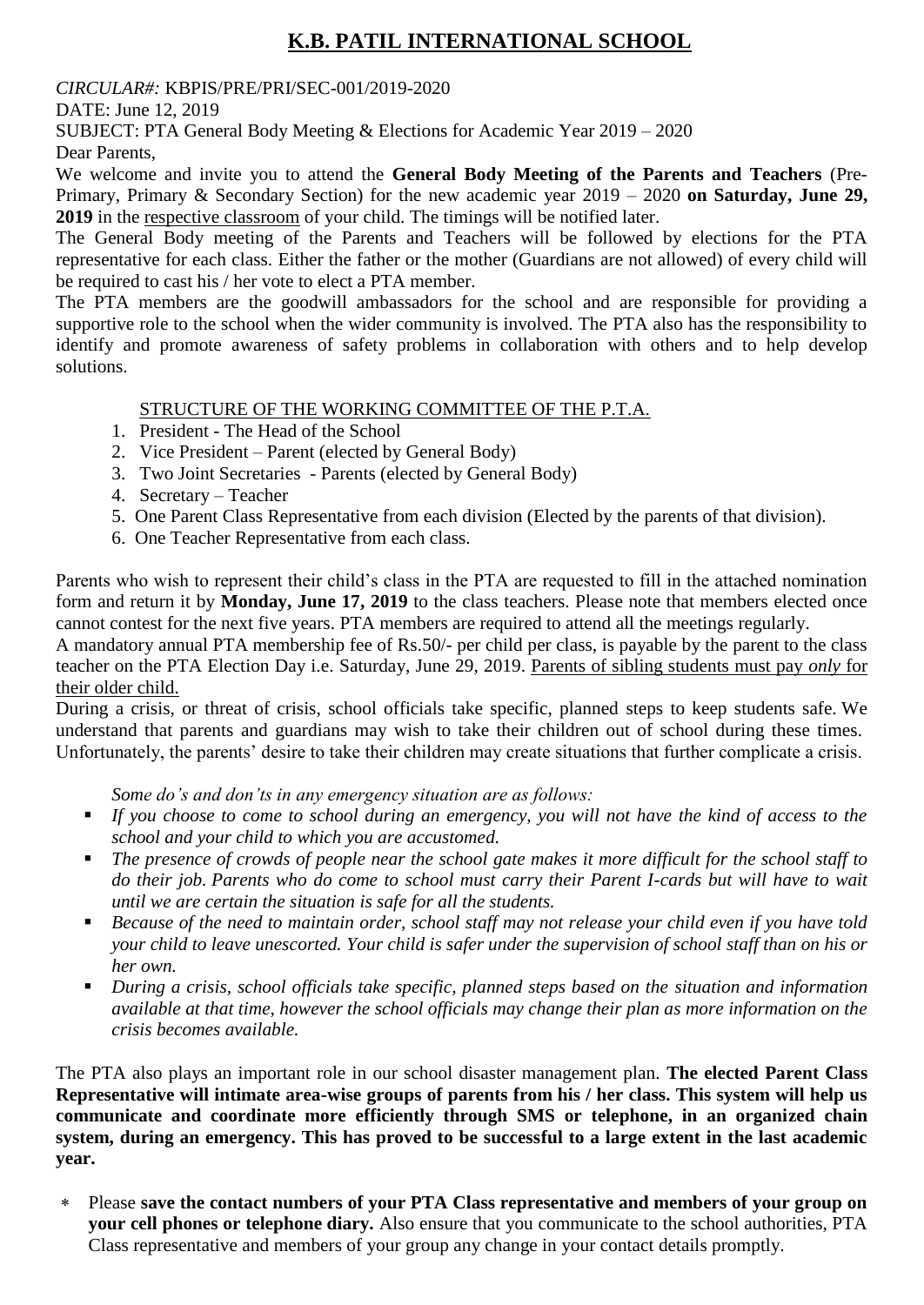# K.B. PATIL INTERNATIONAL SCHOOL

*CIRCULAR#:* KBPIS/PRE/PRI/SEC-001/2019-2020

DATE: June 12, 2019

SUBJECT: PTA General Body Meeting & Elections for Academic Year 2019 – 2020

Dear Parents,

We welcome and invite you to attend the **General Body Meeting of the Parents and Teachers** (Pre-Primary, Primary & Secondary Section) for the new academic year 2019 – 2020 **on Saturday, June 29, 2019** in the respective classroom of your child. The timings will be notified later.

The General Body meeting of the Parents and Teachers will be followed by elections for the PTA representative for each class. Either the father or the mother (Guardians are not allowed) of every child will be required to cast his / her vote to elect a PTA member.

The PTA members are the goodwill ambassadors for the school and are responsible for providing a supportive role to the school when the wider community is involved. The PTA also has the responsibility to identify and promote awareness of safety problems in collaboration with others and to help develop solutions.

## STRUCTURE OF THE WORKING COMMITTEE OF THE P.T.A.

1. President - The Head of the School
2. Vice President – Parent (elected by General Body)
3. Two Joint Secretaries - Parents (elected by General Body)
4. Secretary – Teacher
5. One Parent Class Representative from each division (Elected by the parents of that division).
6. One Teacher Representative from each class.

Parents who wish to represent their child's class in the PTA are requested to fill in the attached nomination form and return it by **Monday, June 17, 2019** to the class teachers. Please note that members elected once cannot contest for the next five years. PTA members are required to attend all the meetings regularly.

A mandatory annual PTA membership fee of Rs.50/- per child per class, is payable by the parent to the class teacher on the PTA Election Day i.e. Saturday, June 29, 2019. Parents of sibling students must pay *only* for their older child.

During a crisis, or threat of crisis, school officials take specific, planned steps to keep students safe. We understand that parents and guardians may wish to take their children out of school during these times. Unfortunately, the parents' desire to take their children may create situations that further complicate a crisis.

*Some do's and don'ts in any emergency situation are as follows:*

- *If you choose to come to school during an emergency, you will not have the kind of access to the school and your child to which you are accustomed.*
- *The presence of crowds of people near the school gate makes it more difficult for the school staff to do their job. Parents who do come to school must carry their Parent I-cards but will have to wait until we are certain the situation is safe for all the students.*
- *Because of the need to maintain order, school staff may not release your child even if you have told your child to leave unescorted. Your child is safer under the supervision of school staff than on his or her own.*
- *During a crisis, school officials take specific, planned steps based on the situation and information available at that time, however the school officials may change their plan as more information on the crisis becomes available.*

The PTA also plays an important role in our school disaster management plan. **The elected Parent Class Representative will intimate area-wise groups of parents from his / her class. This system will help us communicate and coordinate more efficiently through SMS or telephone, in an organized chain system, during an emergency. This has proved to be successful to a large extent in the last academic year.**

- Please **save the contact numbers of your PTA Class representative and members of your group on your cell phones or telephone diary.** Also ensure that you communicate to the school authorities, PTA Class representative and members of your group any change in your contact details promptly.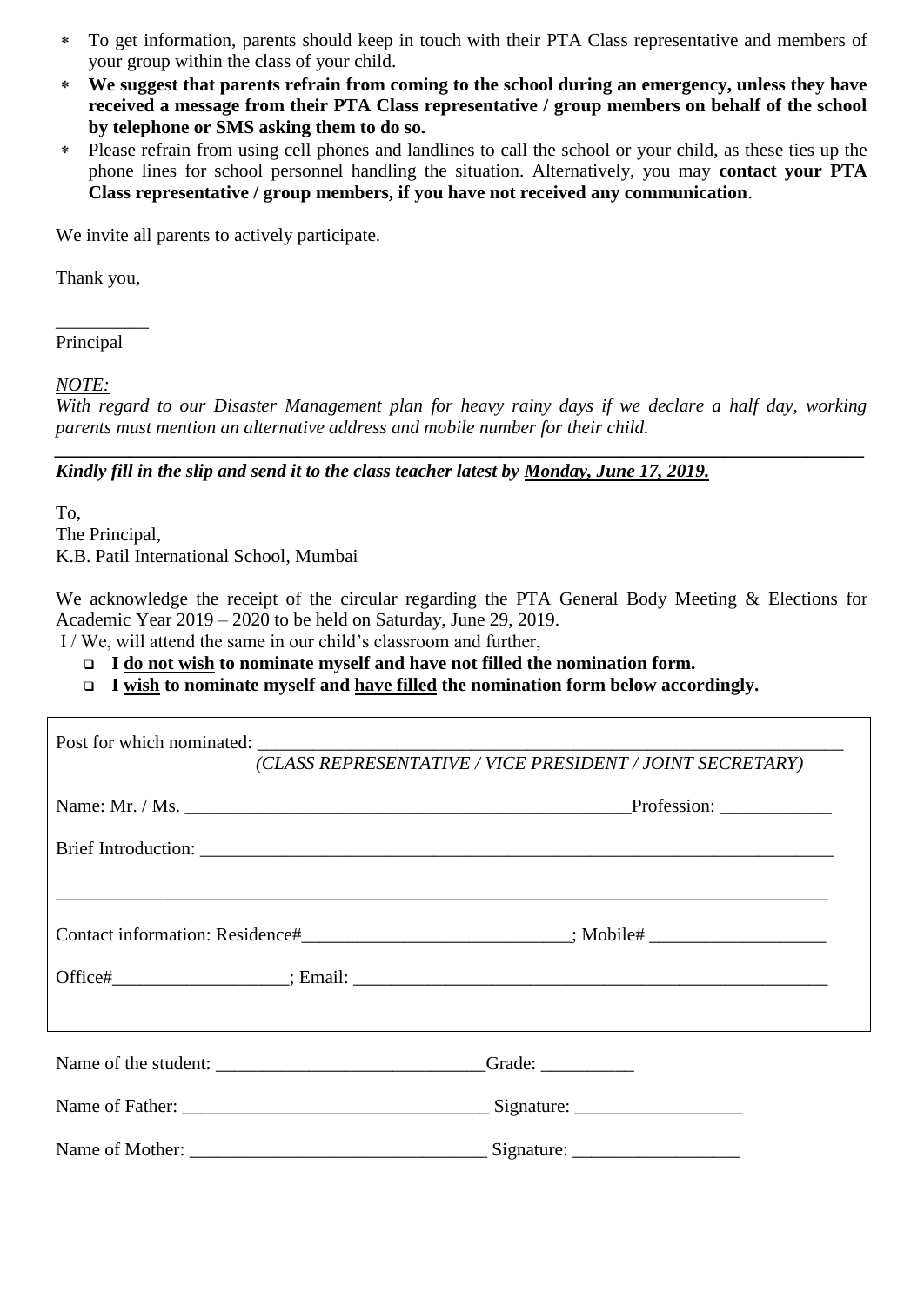- To get information, parents should keep in touch with their PTA Class representative and members of your group within the class of your child.
- **We suggest that parents refrain from coming to the school during an emergency, unless they have received a message from their PTA Class representative / group members on behalf of the school by telephone or SMS asking them to do so.**
- Please refrain from using cell phones and landlines to call the school or your child, as these ties up the phone lines for school personnel handling the situation. Alternatively, you may **contact your PTA Class representative / group members, if you have not received any communication**.

We invite all parents to actively participate.

Thank you,

__________

Principal

*NOTE:*

*With regard to our Disaster Management plan for heavy rainy days if we declare a half day, working parents must mention an alternative address and mobile number for their child.*

---

***Kindly fill in the slip and send it to the class teacher latest by Monday, June 17, 2019.***

To,
The Principal,
K.B. Patil International School, Mumbai

We acknowledge the receipt of the circular regarding the PTA General Body Meeting & Elections for Academic Year 2019 – 2020 to be held on Saturday, June 29, 2019.
I / We, will attend the same in our child's classroom and further,

- **I do not wish to nominate myself and have not filled the nomination form.**
- **I wish to nominate myself and have filled the nomination form below accordingly.**

Post for which nominated: ______________________________________________________________
*(CLASS REPRESENTATIVE / VICE PRESIDENT / JOINT SECRETARY)*

Name: Mr. / Ms. __________________________________________________Profession: ____________

Brief Introduction: ______________________________________________________________________

_________________________________________________________________________________

Contact information: Residence#____________________________; Mobile# ___________________

Office#__________________; Email: ____________________________________________________

Name of the student: ____________________________Grade: __________

Name of Father: ________________________________ Signature: __________________

Name of Mother: _______________________________ Signature: __________________